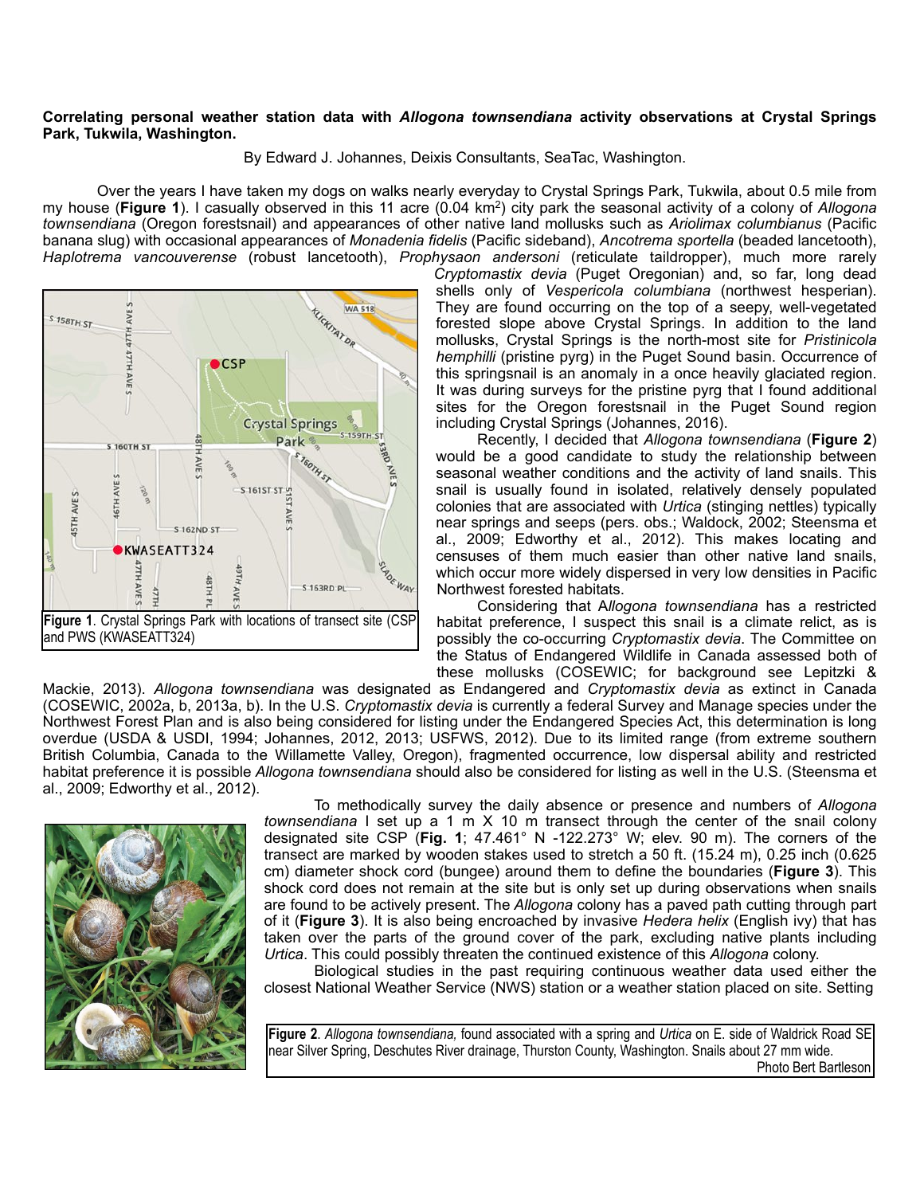**Correlating personal weather station data with *Allogona townsendiana* activity observations at Crystal Springs Park, Tukwila, Washington.**

By Edward J. Johannes, Deixis Consultants, SeaTac, Washington.

Over the years I have taken my dogs on walks nearly everyday to Crystal Springs Park, Tukwila, about 0.5 mile from my house (**Figure 1**). I casually observed in this 11 acre (0.04 km$^2$) city park the seasonal activity of a colony of *Allogona townsendiana* (Oregon forestsnail) and appearances of other native land mollusks such as *Ariolimax columbianus* (Pacific banana slug) with occasional appearances of *Monadenia fidelis* (Pacific sideband), *Ancotrema sportella* (beaded lancetooth), *Haplotrema vancouverense* (robust lancetooth), *Prophysaon andersoni* (reticulate taildropper), much more rarely *Cryptomastix devia* (Puget Oregonian) and, so far, long dead shells only of *Vespericola columbiana* (northwest hesperian). They are found occurring on the top of a seepy, well-vegetated forested slope above Crystal Springs. In addition to the land mollusks, Crystal Springs is the north-most site for *Pristinicola hemphilli* (pristine pyrg) in the Puget Sound basin. Occurrence of this springsnail is an anomaly in a once heavily glaciated region. It was during surveys for the pristine pyrg that I found additional sites for the Oregon forestsnail in the Puget Sound region including Crystal Springs (Johannes, 2016).

S 158TH ST
47TH AVE S
CSP
KLICKITAT DR
WA 518
Crystal Springs Park
S 159TH ST
S 160TH ST
48TH AVE S
S 160TH ST
53RD AVE S
46TH AVE S
45TH AVE S
S 161ST ST
51ST AVE S
S 162ND ST
KWASEATT324
47TH AVE S
48TH PL
49TH AVE S
S 163RD PL
SLADE WAY

**Figure 1**. Crystal Springs Park with locations of transect site (CSP and PWS (KWASEATT324)

Recently, I decided that *Allogona townsendiana* (**Figure 2**) would be a good candidate to study the relationship between seasonal weather conditions and the activity of land snails. This snail is usually found in isolated, relatively densely populated colonies that are associated with *Urtica* (stinging nettles) typically near springs and seeps (pers. obs.; Waldock, 2002; Steensma et al., 2009; Edworthy et al., 2012). This makes locating and censuses of them much easier than other native land snails, which occur more widely dispersed in very low densities in Pacific Northwest forested habitats.

Considering that *Allogona townsendiana* has a restricted habitat preference, I suspect this snail is a climate relict, as is possibly the co-occurring *Cryptomastix devia*. The Committee on the Status of Endangered Wildlife in Canada assessed both of these mollusks (COSEWIC; for background see Lepitzki & Mackie, 2013). *Allogona townsendiana* was designated as Endangered and *Cryptomastix devia* as extinct in Canada (COSEWIC, 2002a, b, 2013a, b). In the U.S. *Cryptomastix devia* is currently a federal Survey and Manage species under the Northwest Forest Plan and is also being considered for listing under the Endangered Species Act, this determination is long overdue (USDA & USDI, 1994; Johannes, 2012, 2013; USFWS, 2012). Due to its limited range (from extreme southern British Columbia, Canada to the Willamette Valley, Oregon), fragmented occurrence, low dispersal ability and restricted habitat preference it is possible *Allogona townsendiana* should also be considered for listing as well in the U.S. (Steensma et al., 2009; Edworthy et al., 2012).

To methodically survey the daily absence or presence and numbers of *Allogona townsendiana* I set up a 1 m X 10 m transect through the center of the snail colony designated site CSP (**Fig. 1**; 47.461° N -122.273° W; elev. 90 m). The corners of the transect are marked by wooden stakes used to stretch a 50 ft. (15.24 m), 0.25 inch (0.625 cm) diameter shock cord (bungee) around them to define the boundaries (**Figure 3**). This shock cord does not remain at the site but is only set up during observations when snails are found to be actively present. The *Allogona* colony has a paved path cutting through part of it (**Figure 3**). It is also being encroached by invasive *Hedera helix* (English ivy) that has taken over the parts of the ground cover of the park, excluding native plants including *Urtica*. This could possibly threaten the continued existence of this *Allogona* colony.

Biological studies in the past requiring continuous weather data used either the closest National Weather Service (NWS) station or a weather station placed on site. Setting

**Figure 2**. *Allogona townsendiana*, found associated with a spring and *Urtica* on E. side of Waldrick Road SE near Silver Spring, Deschutes River drainage, Thurston County, Washington. Snails about 27 mm wide.
Photo Bert Bartleson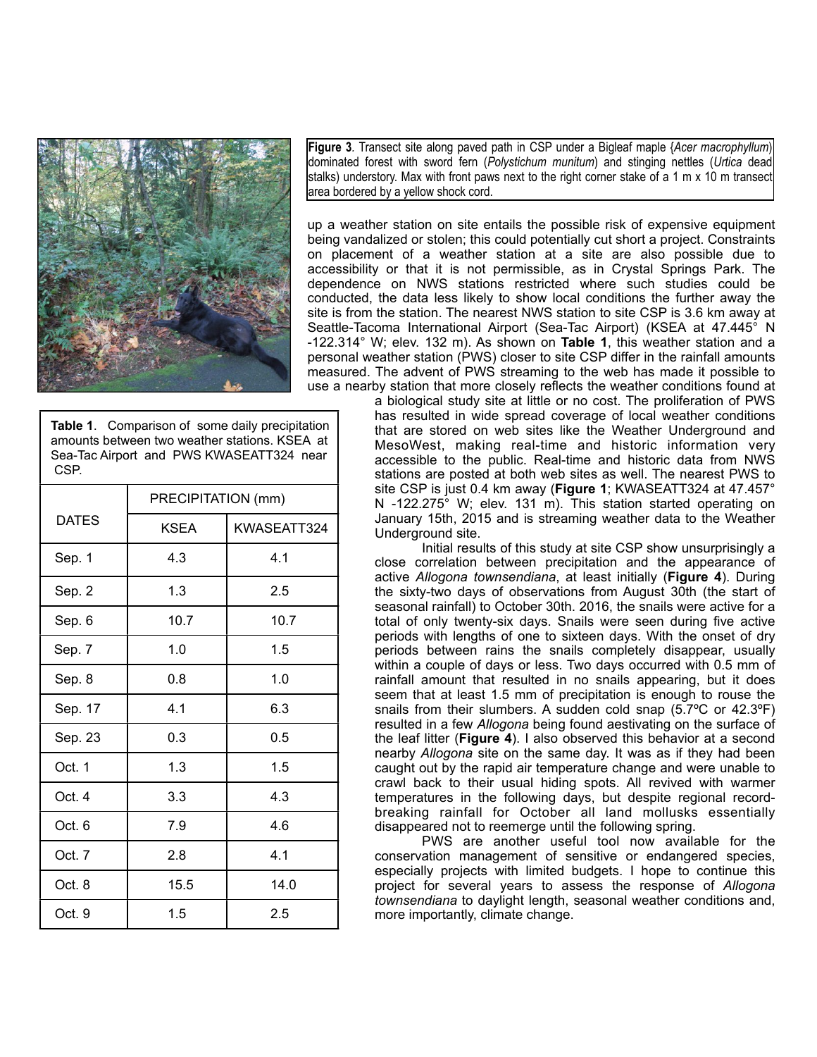**Figure 3**. Transect site along paved path in CSP under a Bigleaf maple {*Acer macrophyllum*) dominated forest with sword fern (*Polystichum munitum*) and stinging nettles (*Urtica* dead stalks) understory. Max with front paws next to the right corner stake of a 1 m x 10 m transect area bordered by a yellow shock cord.

up a weather station on site entails the possible risk of expensive equipment being vandalized or stolen; this could potentially cut short a project. Constraints on placement of a weather station at a site are also possible due to accessibility or that it is not permissible, as in Crystal Springs Park. The dependence on NWS stations restricted where such studies could be conducted, the data less likely to show local conditions the further away the site is from the station. The nearest NWS station to site CSP is 3.6 km away at Seattle-Tacoma International Airport (Sea-Tac Airport) (KSEA at 47.445° N -122.314° W; elev. 132 m). As shown on **Table 1**, this weather station and a personal weather station (PWS) closer to site CSP differ in the rainfall amounts measured. The advent of PWS streaming to the web has made it possible to use a nearby station that more closely reflects the weather conditions found at a biological study site at little or no cost. The proliferation of PWS has resulted in wide spread coverage of local weather conditions that are stored on web sites like the Weather Underground and MesoWest, making real-time and historic information very accessible to the public. Real-time and historic data from NWS stations are posted at both web sites as well. The nearest PWS to site CSP is just 0.4 km away (**Figure 1**; KWASEATT324 at 47.457° N -122.275° W; elev. 131 m). This station started operating on January 15th, 2015 and is streaming weather data to the Weather Underground site.

**Table 1**. Comparison of some daily precipitation amounts between two weather stations. KSEA at Sea-Tac Airport and PWS KWASEATT324 near CSP.

| DATES | PRECIPITATION (mm) | |
|---|---|---|
| | KSEA | KWASEATT324 |
| Sep. 1 | 4.3 | 4.1 |
| Sep. 2 | 1.3 | 2.5 |
| Sep. 6 | 10.7 | 10.7 |
| Sep. 7 | 1.0 | 1.5 |
| Sep. 8 | 0.8 | 1.0 |
| Sep. 17 | 4.1 | 6.3 |
| Sep. 23 | 0.3 | 0.5 |
| Oct. 1 | 1.3 | 1.5 |
| Oct. 4 | 3.3 | 4.3 |
| Oct. 6 | 7.9 | 4.6 |
| Oct. 7 | 2.8 | 4.1 |
| Oct. 8 | 15.5 | 14.0 |
| Oct. 9 | 1.5 | 2.5 |

Initial results of this study at site CSP show unsurprisingly a close correlation between precipitation and the appearance of active *Allogona townsendiana*, at least initially (**Figure 4**). During the sixty-two days of observations from August 30th (the start of seasonal rainfall) to October 30th. 2016, the snails were active for a total of only twenty-six days. Snails were seen during five active periods with lengths of one to sixteen days. With the onset of dry periods between rains the snails completely disappear, usually within a couple of days or less. Two days occurred with 0.5 mm of rainfall amount that resulted in no snails appearing, but it does seem that at least 1.5 mm of precipitation is enough to rouse the snails from their slumbers. A sudden cold snap (5.7ºC or 42.3ºF) resulted in a few *Allogona* being found aestivating on the surface of the leaf litter (**Figure 4**). I also observed this behavior at a second nearby *Allogona* site on the same day. It was as if they had been caught out by the rapid air temperature change and were unable to crawl back to their usual hiding spots. All revived with warmer temperatures in the following days, but despite regional record-breaking rainfall for October all land mollusks essentially disappeared not to reemerge until the following spring.

PWS are another useful tool now available for the conservation management of sensitive or endangered species, especially projects with limited budgets. I hope to continue this project for several years to assess the response of *Allogona townsendiana* to daylight length, seasonal weather conditions and, more importantly, climate change.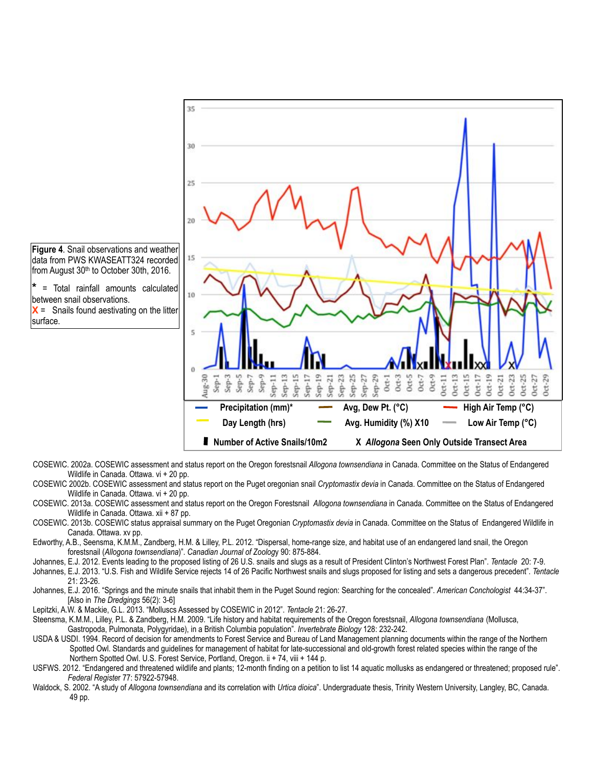**Figure 4**. Snail observations and weather data from PWS KWASEATT324 recorded from August 30th to October 30th, 2016.

* = Total rainfall amounts calculated between snail observations.
X = Snails found aestivating on the litter surface.

35
30
25
20
15
10
5
0

Aug-30 Sep-1 Sep-3 Sep-5 Sep-7 Sep-9 Sep-11 Sep-13 Sep-15 Sep-17 Sep-19 Sep-21 Sep-23 Sep-25 Sep-27 Sep-29 Oct-1 Oct-3 Oct-5 Oct-7 Oct-9 Oct-11 Oct-13 Oct-15 Oct-17 Oct-19 Oct-21 Oct-23 Oct-25 Oct-27 Oct-29

Precipitation (mm)*
Avg, Dew Pt. (°C)
High Air Temp (°C)
Day Length (hrs)
Avg. Humidity (%) X10
Low Air Temp (°C)
Number of Active Snails/10m2
X *Allogona* Seen Only Outside Transect Area

COSEWIC. 2002a. COSEWIC assessment and status report on the Oregon forestsnail *Allogona townsendiana* in Canada. Committee on the Status of Endangered Wildlife in Canada. Ottawa. vi + 20 pp.

COSEWIC 2002b. COSEWIC assessment and status report on the Puget oregonian snail *Cryptomastix devia* in Canada. Committee on the Status of Endangered Wildlife in Canada. Ottawa. vi + 20 pp.

COSEWIC. 2013a. COSEWIC assessment and status report on the Oregon Forestsnail *Allogona townsendiana* in Canada. Committee on the Status of Endangered Wildlife in Canada. Ottawa. xii + 87 pp.

COSEWIC. 2013b. COSEWIC status appraisal summary on the Puget Oregonian *Cryptomastix devia* in Canada. Committee on the Status of Endangered Wildlife in Canada. Ottawa. xv pp.

Edworthy, A.B., Seensma, K.M.M., Zandberg, H.M. & Lilley, P.L. 2012. "Dispersal, home-range size, and habitat use of an endangered land snail, the Oregon forestsnail (*Allogona townsendiana*)". *Canadian Journal of Zoology* 90: 875-884.

Johannes, E.J. 2012. Events leading to the proposed listing of 26 U.S. snails and slugs as a result of President Clinton's Northwest Forest Plan". *Tentacle* 20: 7-9.

Johannes, E.J. 2013. "U.S. Fish and Wildlife Service rejects 14 of 26 Pacific Northwest snails and slugs proposed for listing and sets a dangerous precedent". *Tentacle* 21: 23-26.

Johannes, E.J. 2016. "Springs and the minute snails that inhabit them in the Puget Sound region: Searching for the concealed". *American Conchologist* 44:34-37". [Also in *The Dredgings* 56(2): 3-6]

Lepitzki, A.W. & Mackie, G.L. 2013. "Molluscs Assessed by COSEWIC in 2012". *Tentacle* 21: 26-27.

Steensma, K.M.M., Lilley, P.L. & Zandberg, H.M. 2009. "Life history and habitat requirements of the Oregon forestsnail, *Allogona townsendiana* (Mollusca, Gastropoda, Pulmonata, Polygyridae), in a British Columbia population". *Invertebrate Biology* 128: 232-242.

USDA & USDI. 1994. Record of decision for amendments to Forest Service and Bureau of Land Management planning documents within the range of the Northern Spotted Owl. Standards and guidelines for management of habitat for late-successional and old-growth forest related species within the range of the Northern Spotted Owl. U.S. Forest Service, Portland, Oregon. ii + 74, viii + 144 p.

USFWS. 2012. "Endangered and threatened wildlife and plants; 12-month finding on a petition to list 14 aquatic mollusks as endangered or threatened; proposed rule". *Federal Register* 77: 57922-57948.

Waldock, S. 2002. "A study of *Allogona townsendiana* and its correlation with *Urtica dioica*". Undergraduate thesis, Trinity Western University, Langley, BC, Canada. 49 pp.